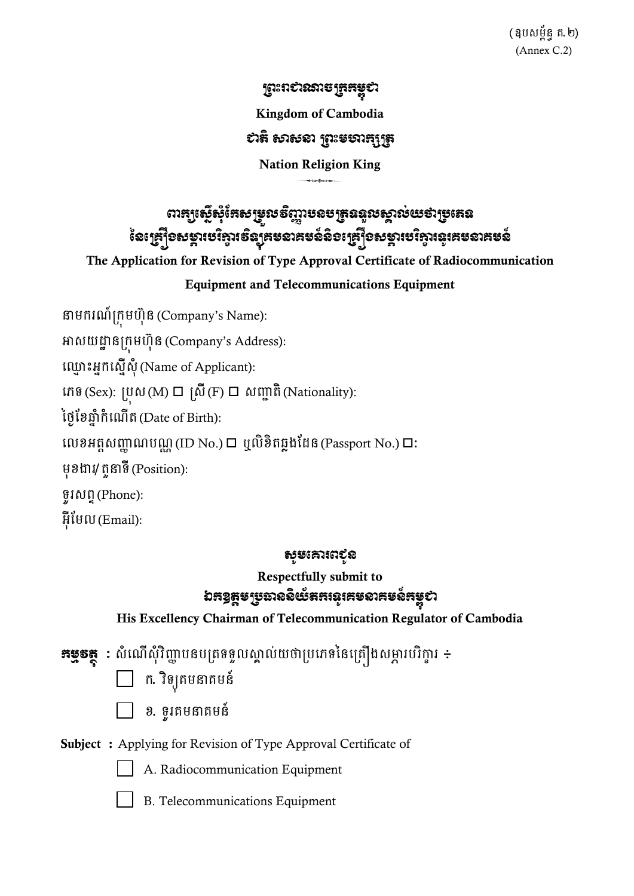(ឧបសម្ព័ន្ធ គ.២)
(Annex C.2)

# ព្រះរាជាណាចក្រកម្ពុជា

**Kingdom of Cambodia**

# ជាតិ សាសនា ព្រះមហាក្សត្រ

**Nation Religion King**

## ពាក្យស្នើសុំកែសម្រួលវិញ្ញាបនបត្រទទួលស្គាល់យថាប្រភេទ នៃគ្រឿងសម្ភារបរិក្ខារវិទ្យុគមនាគមន៍និងគ្រឿងសម្ភារបរិក្ខារទូរគមនាគមន៍

**The Application for Revision of Type Approval Certificate of Radiocommunication Equipment and Telecommunications Equipment**

នាមករណ៍ក្រុមហ៊ុន (Company's Name):

អាសយដ្ឋានក្រុមហ៊ុន (Company's Address):

ឈ្មោះអ្នកស្នើសុំ (Name of Applicant):

ភេទ (Sex): ប្រុស (M) ☐ ស្រី (F) ☐ សញ្ជាតិ (Nationality):

ថ្ងៃខែឆ្នាំកំណើត (Date of Birth):

លេខអត្តសញ្ញាណបណ្ណ (ID No.) ☐ ឬលិខិតឆ្លងដែន (Passport No.) ☐:

មុខងារ/ តួនាទី (Position):

ទូរសព្ទ (Phone):

អ៊ីមែល (Email):

## សូមគោរពជូន

**Respectfully submit to**

## ឯកឧត្តមប្រធាននិយ័តករទូរគមនាគមន៍កម្ពុជា

**His Excellency Chairman of Telecommunication Regulator of Cambodia**

**កម្មវត្ថុ :** សំណើសុំវិញ្ញាបនបត្រទទួលស្គាល់យថាប្រភេទនៃគ្រឿងសម្ភារបរិក្ខារ ÷

☐ ក. វិទ្យុគមនាគមន៍

☐ ខ. ទូរគមនាគមន៍

**Subject :** Applying for Revision of Type Approval Certificate of

☐ A. Radiocommunication Equipment

☐ B. Telecommunications Equipment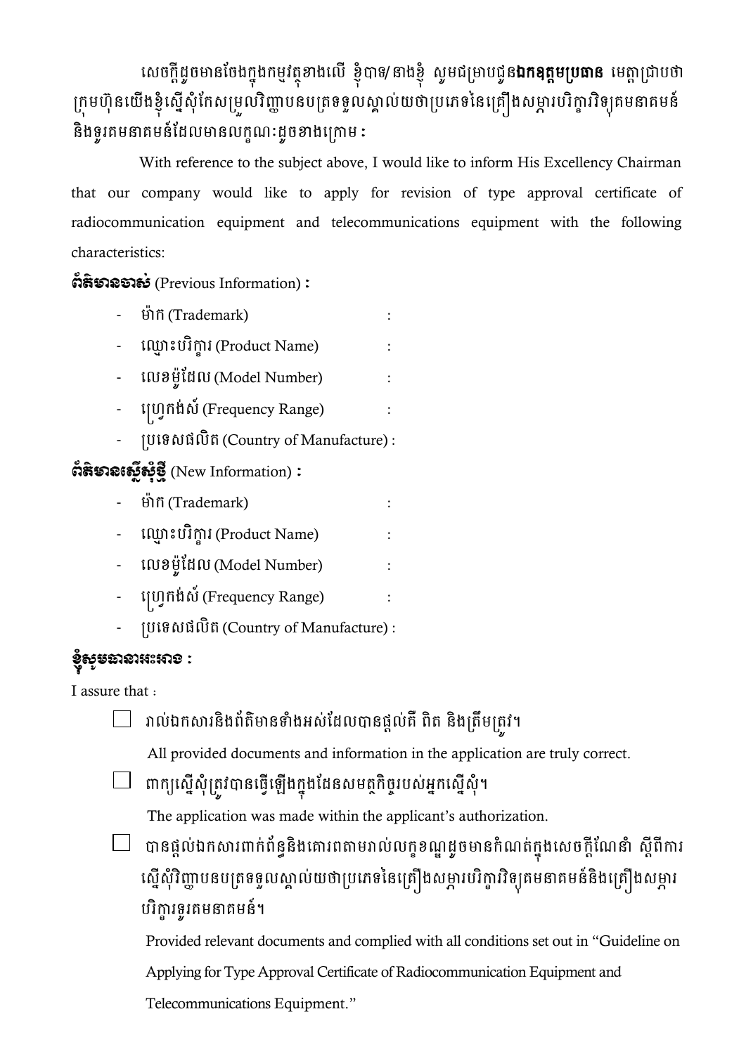សេចក្តីដូចមានចែងក្នុងកម្មវត្ថុខាងលើ ខ្ញុំបាទ/នាងខ្ញុំ សូមជម្រាបជូន**ឯកឧត្តមប្រធាន** មេត្តាជ្រាបថា ក្រុមហ៊ុនយើងខ្ញុំស្នើសុំកែសម្រួលវិញ្ញាបនបត្រទទួលស្គាល់យថាប្រភេទនៃគ្រឿងសម្ភារបរិក្ខារវិទ្យុគមនាគមន៍ និងទូរគមនាគមន៍ដែលមានលក្ខណៈដូចខាងក្រោម ៖

With reference to the subject above, I would like to inform His Excellency Chairman that our company would like to apply for revision of type approval certificate of radiocommunication equipment and telecommunications equipment with the following characteristics:

**ព័ត៌មានចាស់** (Previous Information) **៖**

- ម៉ាក (Trademark) :
- ឈ្មោះបរិក្ខារ (Product Name) :
- លេខម៉ូដែល (Model Number) :
- ហ្វ្រេកង់ស៍ (Frequency Range) :
- ប្រទេសផលិត (Country of Manufacture) :

**ព័ត៌មានស្នើសុំថ្មី** (New Information) **៖**

- ម៉ាក (Trademark) :
- ឈ្មោះបរិក្ខារ (Product Name) :
- លេខម៉ូដែល (Model Number) :
- ហ្វ្រេកង់ស៍ (Frequency Range) :
- ប្រទេសផលិត (Country of Manufacture) :

**ខ្ញុំសូមធានាអះអាង ៖**

I assure that :

☐ រាល់ឯកសារនិងព័ត៌មានទាំងអស់ដែលបានផ្តល់គឺ ពិត និងត្រឹមត្រូវ។

All provided documents and information in the application are truly correct.

☐ ពាក្យស្នើសុំត្រូវបានធ្វើឡើងក្នុងដែនសមត្ថកិច្ចរបស់អ្នកស្នើសុំ។

The application was made within the applicant's authorization.

☐ បានផ្តល់ឯកសារពាក់ព័ន្ធនិងគោរពតាមរាល់លក្ខខណ្ឌដូចមានកំណត់ក្នុងសេចក្តីណែនាំ ស្តីពីការស្នើសុំវិញ្ញាបនបត្រទទួលស្គាល់យថាប្រភេទនៃគ្រឿងសម្ភារបរិក្ខារវិទ្យុគមនាគមន៍និងគ្រឿងសម្ភារបរិក្ខារទូរគមនាគមន៍។

Provided relevant documents and complied with all conditions set out in "Guideline on Applying for Type Approval Certificate of Radiocommunication Equipment and Telecommunications Equipment."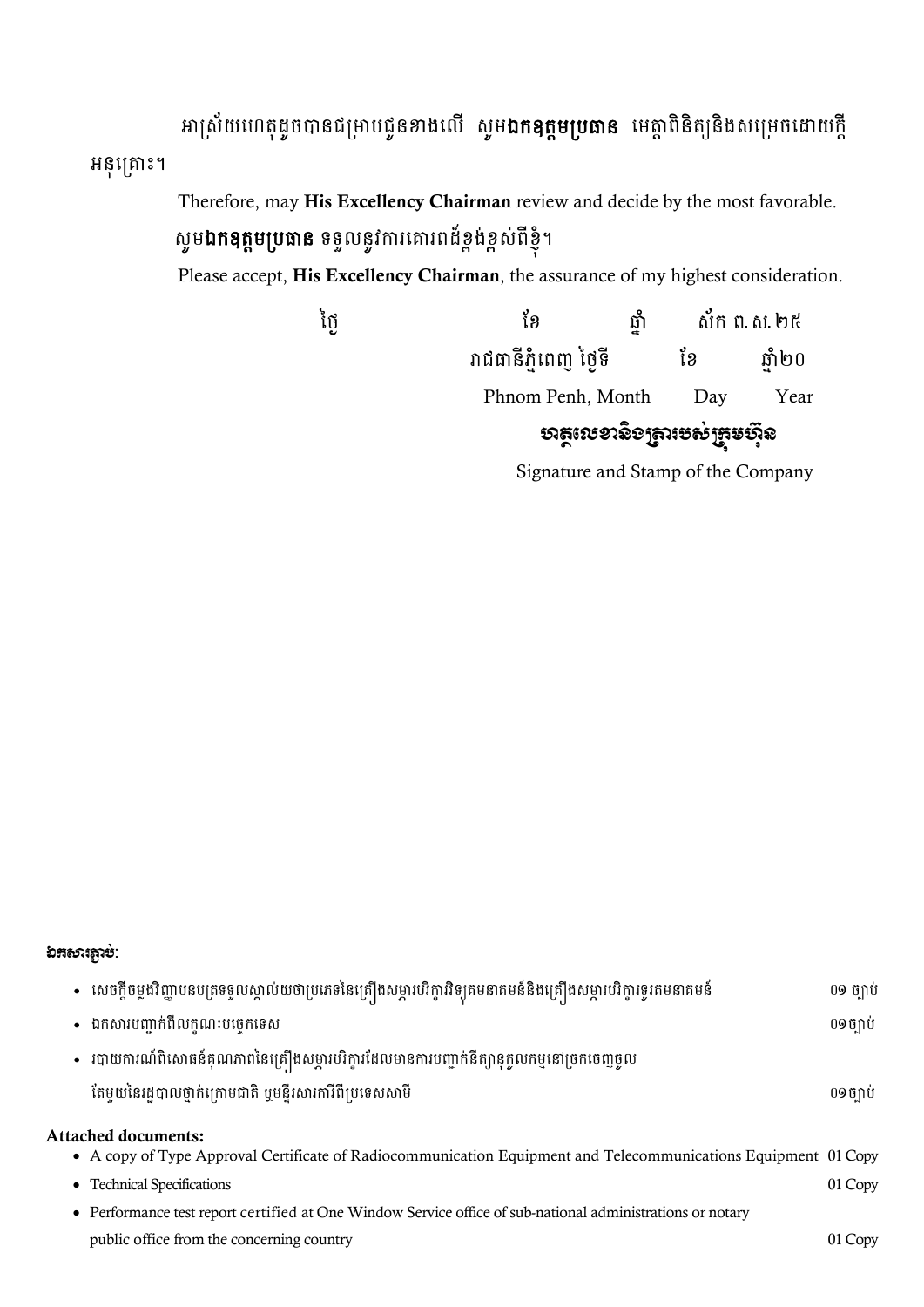អាស្រ័យហេតុដូចបានជម្រាបជូនខាងលើ សូម**ឯកឧត្តមប្រធាន** មេត្តាពិនិត្យនិងសម្រេចដោយក្តីអនុគ្រោះ។

Therefore, may **His Excellency Chairman** review and decide by the most favorable.

សូម**ឯកឧត្តមប្រធាន** ទទួលនូវការគោរពដ៏ខ្ពង់ខ្ពស់ពីខ្ញុំ។

Please accept, **His Excellency Chairman**, the assurance of my highest consideration.

ថ្ងៃ ខែ ឆ្នាំ ស័ក ព.ស.២៥

រាជធានីភ្នំពេញ ថ្ងៃទី ខែ ឆ្នាំ២០

Phnom Penh, Month Day Year

**ហត្ថលេខានិងត្រារបស់ក្រុមហ៊ុន**

Signature and Stamp of the Company

**ឯកសារភ្ជាប់:**

- សេចក្តីចម្លងវិញ្ញាបនបត្រទទួលស្គាល់យថាប្រភេទនៃគ្រឿងសម្ភារបរិក្ខារវិទ្យុគមនាគមន៍និងគ្រឿងសម្ភារបរិក្ខារទូរគមនាគមន៍ ០១ ច្បាប់
- ឯកសារបញ្ជាក់ពីលក្ខណៈបច្ចេកទេស ០១ច្បាប់
- របាយការណ៍ពិសោធន៍គុណភាពនៃគ្រឿងសម្ភារបរិក្ខារដែលមានការបញ្ជាក់ទីភ្នាក់ងារច្រកចេញចូលតែមួយនៃរដ្ឋបាលថ្នាក់ក្រោមជាតិ ឬមន្ទីរសារការីពីប្រទេសសាមី ០១ច្បាប់

**Attached documents:**

- A copy of Type Approval Certificate of Radiocommunication Equipment and Telecommunications Equipment 01 Copy
- Technical Specifications 01 Copy
- Performance test report certified at One Window Service office of sub-national administrations or notary public office from the concerning country 01 Copy